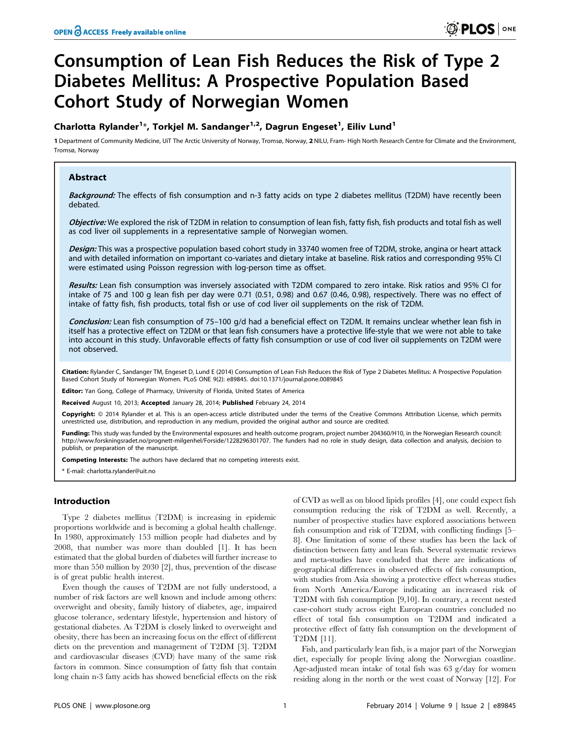# Consumption of Lean Fish Reduces the Risk of Type 2 Diabetes Mellitus: A Prospective Population Based Cohort Study of Norwegian Women

**Charlotta Rylander[1]*, Torkjel M. Sandanger[1,2], Dagrun Engeset[1], Eiliv Lund[1]**

1 Department of Community Medicine, UiT The Arctic University of Norway, Tromsø, Norway, 2 NILU, Fram- High North Research Centre for Climate and the Environment, Tromsø, Norway

## Abstract

***Background:*** The effects of fish consumption and n-3 fatty acids on type 2 diabetes mellitus (T2DM) have recently been debated.

***Objective:*** We explored the risk of T2DM in relation to consumption of lean fish, fatty fish, fish products and total fish as well as cod liver oil supplements in a representative sample of Norwegian women.

***Design:*** This was a prospective population based cohort study in 33740 women free of T2DM, stroke, angina or heart attack and with detailed information on important co-variates and dietary intake at baseline. Risk ratios and corresponding 95% CI were estimated using Poisson regression with log-person time as offset.

***Results:*** Lean fish consumption was inversely associated with T2DM compared to zero intake. Risk ratios and 95% CI for intake of 75 and 100 g lean fish per day were 0.71 (0.51, 0.98) and 0.67 (0.46, 0.98), respectively. There was no effect of intake of fatty fish, fish products, total fish or use of cod liver oil supplements on the risk of T2DM.

***Conclusion:*** Lean fish consumption of 75–100 g/d had a beneficial effect on T2DM. It remains unclear whether lean fish in itself has a protective effect on T2DM or that lean fish consumers have a protective life-style that we were not able to take into account in this study. Unfavorable effects of fatty fish consumption or use of cod liver oil supplements on T2DM were not observed.

**Citation:** Rylander C, Sandanger TM, Engeset D, Lund E (2014) Consumption of Lean Fish Reduces the Risk of Type 2 Diabetes Mellitus: A Prospective Population Based Cohort Study of Norwegian Women. PLoS ONE 9(2): e89845. doi:10.1371/journal.pone.0089845

**Editor:** Yan Gong, College of Pharmacy, University of Florida, United States of America

**Received** August 10, 2013; **Accepted** January 28, 2014; **Published** February 24, 2014

**Copyright:** © 2014 Rylander et al. This is an open-access article distributed under the terms of the Creative Commons Attribution License, which permits unrestricted use, distribution, and reproduction in any medium, provided the original author and source are credited.

**Funding:** This study was funded by the Environmental exposures and health outcome program, project number 204360/H10, in the Norwegian Research council: http://www.forskningsradet.no/prognett-milgenhel/Forside/1228296301707. The funders had no role in study design, data collection and analysis, decision to publish, or preparation of the manuscript.

**Competing Interests:** The authors have declared that no competing interests exist.

\* E-mail: charlotta.rylander@uit.no

## Introduction

Type 2 diabetes mellitus (T2DM) is increasing in epidemic proportions worldwide and is becoming a global health challenge. In 1980, approximately 153 million people had diabetes and by 2008, that number was more than doubled [1]. It has been estimated that the global burden of diabetes will further increase to more than 550 million by 2030 [2], thus, prevention of the disease is of great public health interest.

Even though the causes of T2DM are not fully understood, a number of risk factors are well known and include among others: overweight and obesity, family history of diabetes, age, impaired glucose tolerance, sedentary lifestyle, hypertension and history of gestational diabetes. As T2DM is closely linked to overweight and obesity, there has been an increasing focus on the effect of different diets on the prevention and management of T2DM [3]. T2DM and cardiovascular diseases (CVD) have many of the same risk factors in common. Since consumption of fatty fish that contain long chain n-3 fatty acids has showed beneficial effects on the risk of CVD as well as on blood lipids profiles [4], one could expect fish consumption reducing the risk of T2DM as well. Recently, a number of prospective studies have explored associations between fish consumption and risk of T2DM, with conflicting findings [5–8]. One limitation of some of these studies has been the lack of distinction between fatty and lean fish. Several systematic reviews and meta-studies have concluded that there are indications of geographical differences in observed effects of fish consumption, with studies from Asia showing a protective effect whereas studies from North America/Europe indicating an increased risk of T2DM with fish consumption [9,10]. In contrary, a recent nested case-cohort study across eight European countries concluded no effect of total fish consumption on T2DM and indicated a protective effect of fatty fish consumption on the development of T2DM [11].

Fish, and particularly lean fish, is a major part of the Norwegian diet, especially for people living along the Norwegian coastline. Age-adjusted mean intake of total fish was 63 g/day for women residing along in the north or the west coast of Norway [12]. For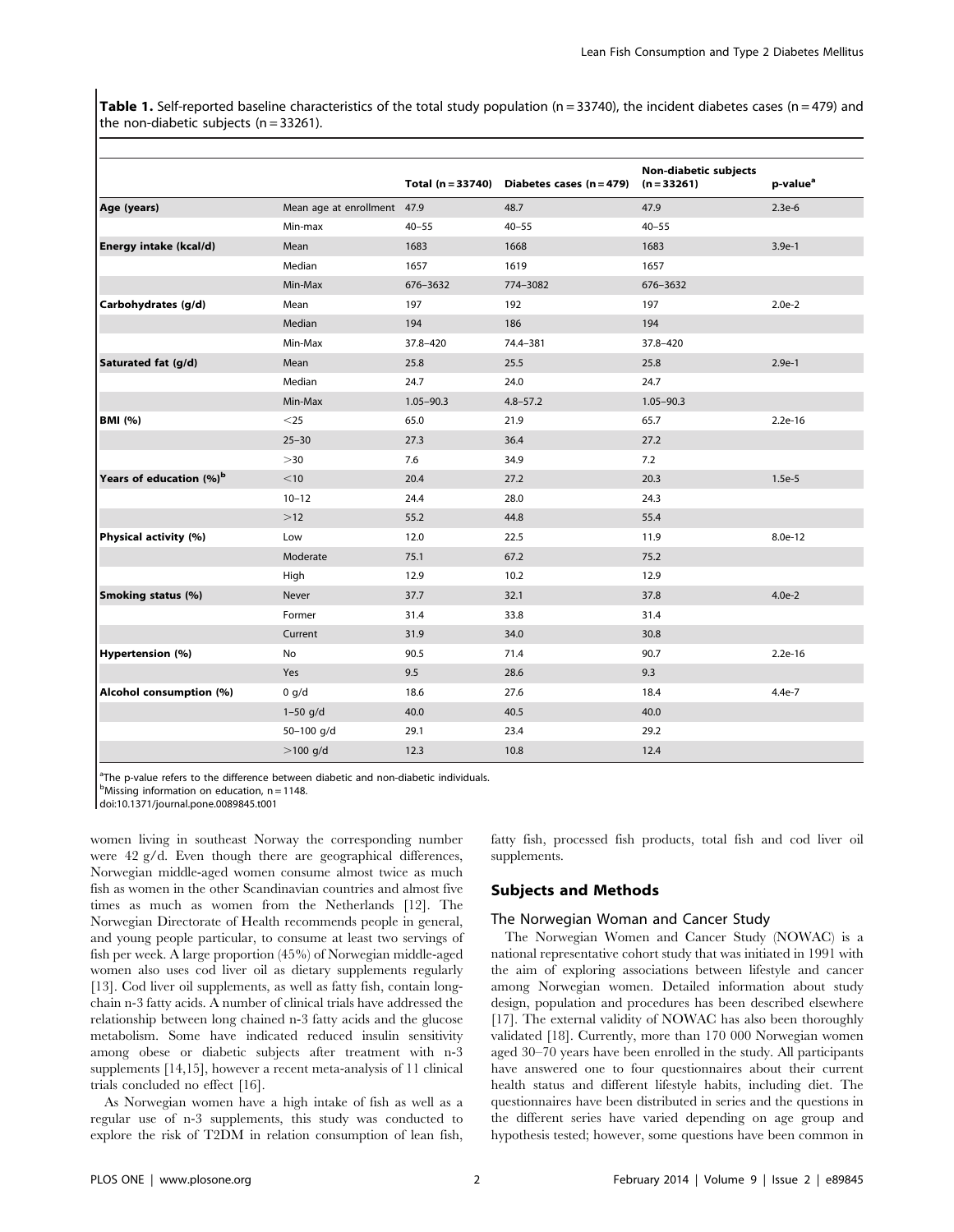**Table 1.** Self-reported baseline characteristics of the total study population (n = 33740), the incident diabetes cases (n = 479) and the non-diabetic subjects (n = 33261).

| | | Total (n = 33740) | Diabetes cases (n = 479) | Non-diabetic subjects (n = 33261) | p-value[a] |
|---|---|---|---|---|---|
| **Age (years)** | Mean age at enrollment | 47.9 | 48.7 | 47.9 | 2.3e-6 |
| | Min-max | 40–55 | 40–55 | 40–55 | |
| **Energy intake (kcal/d)** | Mean | 1683 | 1668 | 1683 | 3.9e-1 |
| | Median | 1657 | 1619 | 1657 | |
| | Min-Max | 676–3632 | 774–3082 | 676–3632 | |
| **Carbohydrates (g/d)** | Mean | 197 | 192 | 197 | 2.0e-2 |
| | Median | 194 | 186 | 194 | |
| | Min-Max | 37.8–420 | 74.4–381 | 37.8–420 | |
| **Saturated fat (g/d)** | Mean | 25.8 | 25.5 | 25.8 | 2.9e-1 |
| | Median | 24.7 | 24.0 | 24.7 | |
| | Min-Max | 1.05–90.3 | 4.8–57.2 | 1.05–90.3 | |
| **BMI (%)** | <25 | 65.0 | 21.9 | 65.7 | 2.2e-16 |
| | 25–30 | 27.3 | 36.4 | 27.2 | |
| | >30 | 7.6 | 34.9 | 7.2 | |
| **Years of education (%)[b]** | <10 | 20.4 | 27.2 | 20.3 | 1.5e-5 |
| | 10–12 | 24.4 | 28.0 | 24.3 | |
| | >12 | 55.2 | 44.8 | 55.4 | |
| **Physical activity (%)** | Low | 12.0 | 22.5 | 11.9 | 8.0e-12 |
| | Moderate | 75.1 | 67.2 | 75.2 | |
| | High | 12.9 | 10.2 | 12.9 | |
| **Smoking status (%)** | Never | 37.7 | 32.1 | 37.8 | 4.0e-2 |
| | Former | 31.4 | 33.8 | 31.4 | |
| | Current | 31.9 | 34.0 | 30.8 | |
| **Hypertension (%)** | No | 90.5 | 71.4 | 90.7 | 2.2e-16 |
| | Yes | 9.5 | 28.6 | 9.3 | |
| **Alcohol consumption (%)** | 0 g/d | 18.6 | 27.6 | 18.4 | 4.4e-7 |
| | 1–50 g/d | 40.0 | 40.5 | 40.0 | |
| | 50–100 g/d | 29.1 | 23.4 | 29.2 | |
| | >100 g/d | 12.3 | 10.8 | 12.4 | |

[a]The p-value refers to the difference between diabetic and non-diabetic individuals.
[b]Missing information on education, n = 1148.
doi:10.1371/journal.pone.0089845.t001

women living in southeast Norway the corresponding number were 42 g/d. Even though there are geographical differences, Norwegian middle-aged women consume almost twice as much fish as women in the other Scandinavian countries and almost five times as much as women from the Netherlands [12]. The Norwegian Directorate of Health recommends people in general, and young people particular, to consume at least two servings of fish per week. A large proportion (45%) of Norwegian middle-aged women also uses cod liver oil as dietary supplements regularly [13]. Cod liver oil supplements, as well as fatty fish, contain long-chain n-3 fatty acids. A number of clinical trials have addressed the relationship between long chained n-3 fatty acids and the glucose metabolism. Some have indicated reduced insulin sensitivity among obese or diabetic subjects after treatment with n-3 supplements [14,15], however a recent meta-analysis of 11 clinical trials concluded no effect [16].

As Norwegian women have a high intake of fish as well as a regular use of n-3 supplements, this study was conducted to explore the risk of T2DM in relation consumption of lean fish, fatty fish, processed fish products, total fish and cod liver oil supplements.

## Subjects and Methods

### The Norwegian Woman and Cancer Study

The Norwegian Women and Cancer Study (NOWAC) is a national representative cohort study that was initiated in 1991 with the aim of exploring associations between lifestyle and cancer among Norwegian women. Detailed information about study design, population and procedures has been described elsewhere [17]. The external validity of NOWAC has also been thoroughly validated [18]. Currently, more than 170 000 Norwegian women aged 30–70 years have been enrolled in the study. All participants have answered one to four questionnaires about their current health status and different lifestyle habits, including diet. The questionnaires have been distributed in series and the questions in the different series have varied depending on age group and hypothesis tested; however, some questions have been common in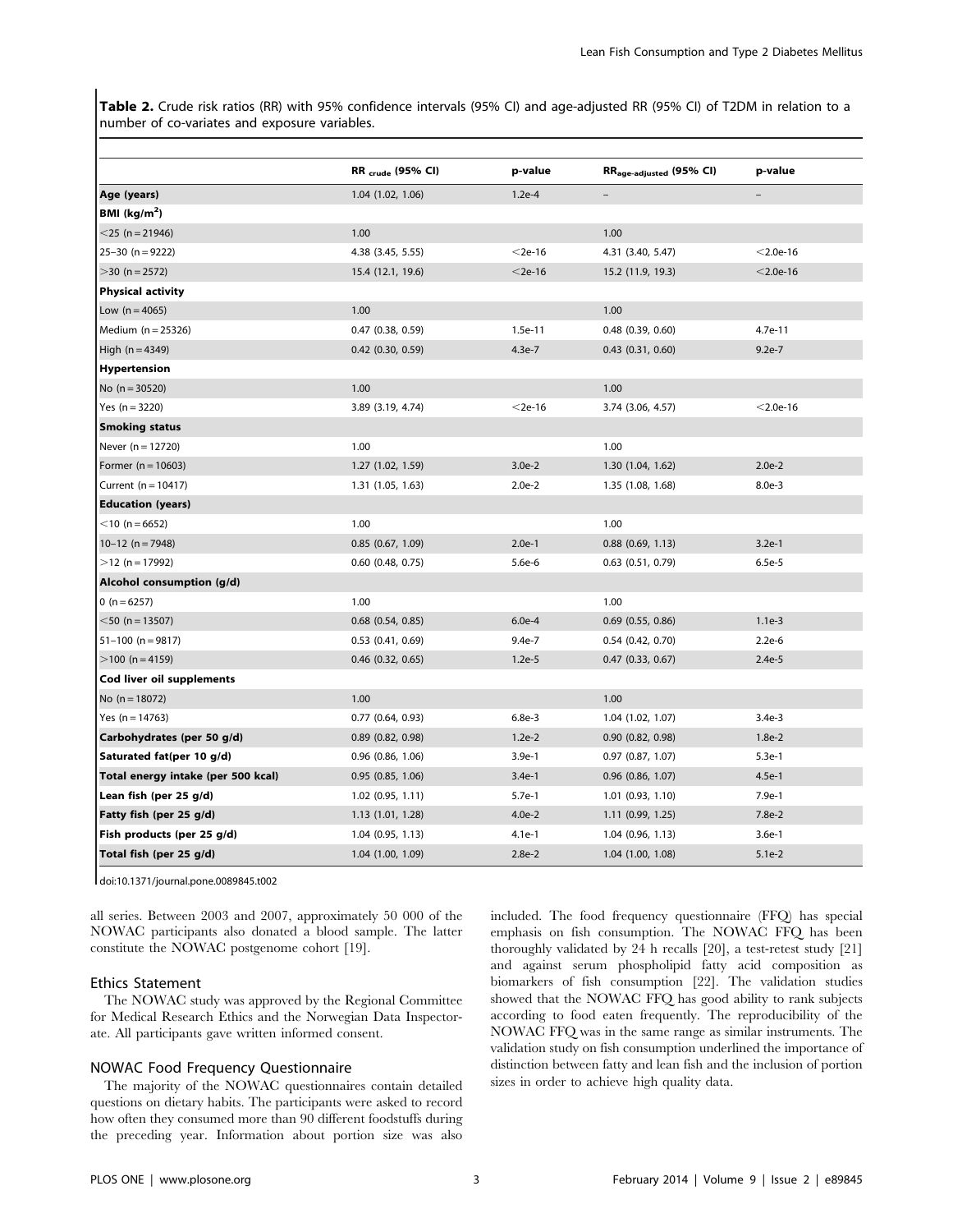**Table 2.** Crude risk ratios (RR) with 95% confidence intervals (95% CI) and age-adjusted RR (95% CI) of T2DM in relation to a number of co-variates and exposure variables.

| | $RR_{crude}$ (95% CI) | p-value | $RR_{age-adjusted}$ (95% CI) | p-value |
|---|---|---|---|---|
| **Age (years)** | 1.04 (1.02, 1.06) | 1.2e-4 | – | – |
| **BMI (kg/m$^2$)** | | | | |
| <25 (n = 21946) | 1.00 | | 1.00 | |
| 25–30 (n = 9222) | 4.38 (3.45, 5.55) | <2e-16 | 4.31 (3.40, 5.47) | <2.0e-16 |
| >30 (n = 2572) | 15.4 (12.1, 19.6) | <2e-16 | 15.2 (11.9, 19.3) | <2.0e-16 |
| **Physical activity** | | | | |
| Low (n = 4065) | 1.00 | | 1.00 | |
| Medium (n = 25326) | 0.47 (0.38, 0.59) | 1.5e-11 | 0.48 (0.39, 0.60) | 4.7e-11 |
| High (n = 4349) | 0.42 (0.30, 0.59) | 4.3e-7 | 0.43 (0.31, 0.60) | 9.2e-7 |
| **Hypertension** | | | | |
| No (n = 30520) | 1.00 | | 1.00 | |
| Yes (n = 3220) | 3.89 (3.19, 4.74) | <2e-16 | 3.74 (3.06, 4.57) | <2.0e-16 |
| **Smoking status** | | | | |
| Never (n = 12720) | 1.00 | | 1.00 | |
| Former (n = 10603) | 1.27 (1.02, 1.59) | 3.0e-2 | 1.30 (1.04, 1.62) | 2.0e-2 |
| Current (n = 10417) | 1.31 (1.05, 1.63) | 2.0e-2 | 1.35 (1.08, 1.68) | 8.0e-3 |
| **Education (years)** | | | | |
| <10 (n = 6652) | 1.00 | | 1.00 | |
| 10–12 (n = 7948) | 0.85 (0.67, 1.09) | 2.0e-1 | 0.88 (0.69, 1.13) | 3.2e-1 |
| >12 (n = 17992) | 0.60 (0.48, 0.75) | 5.6e-6 | 0.63 (0.51, 0.79) | 6.5e-5 |
| **Alcohol consumption (g/d)** | | | | |
| 0 (n = 6257) | 1.00 | | 1.00 | |
| <50 (n = 13507) | 0.68 (0.54, 0.85) | 6.0e-4 | 0.69 (0.55, 0.86) | 1.1e-3 |
| 51–100 (n = 9817) | 0.53 (0.41, 0.69) | 9.4e-7 | 0.54 (0.42, 0.70) | 2.2e-6 |
| >100 (n = 4159) | 0.46 (0.32, 0.65) | 1.2e-5 | 0.47 (0.33, 0.67) | 2.4e-5 |
| **Cod liver oil supplements** | | | | |
| No (n = 18072) | 1.00 | | 1.00 | |
| Yes (n = 14763) | 0.77 (0.64, 0.93) | 6.8e-3 | 1.04 (1.02, 1.07) | 3.4e-3 |
| **Carbohydrates (per 50 g/d)** | 0.89 (0.82, 0.98) | 1.2e-2 | 0.90 (0.82, 0.98) | 1.8e-2 |
| **Saturated fat(per 10 g/d)** | 0.96 (0.86, 1.06) | 3.9e-1 | 0.97 (0.87, 1.07) | 5.3e-1 |
| **Total energy intake (per 500 kcal)** | 0.95 (0.85, 1.06) | 3.4e-1 | 0.96 (0.86, 1.07) | 4.5e-1 |
| **Lean fish (per 25 g/d)** | 1.02 (0.95, 1.11) | 5.7e-1 | 1.01 (0.93, 1.10) | 7.9e-1 |
| **Fatty fish (per 25 g/d)** | 1.13 (1.01, 1.28) | 4.0e-2 | 1.11 (0.99, 1.25) | 7.8e-2 |
| **Fish products (per 25 g/d)** | 1.04 (0.95, 1.13) | 4.1e-1 | 1.04 (0.96, 1.13) | 3.6e-1 |
| **Total fish (per 25 g/d)** | 1.04 (1.00, 1.09) | 2.8e-2 | 1.04 (1.00, 1.08) | 5.1e-2 |

doi:10.1371/journal.pone.0089845.t002

all series. Between 2003 and 2007, approximately 50 000 of the NOWAC participants also donated a blood sample. The latter constitute the NOWAC postgenome cohort [19].

### Ethics Statement

The NOWAC study was approved by the Regional Committee for Medical Research Ethics and the Norwegian Data Inspectorate. All participants gave written informed consent.

### NOWAC Food Frequency Questionnaire

The majority of the NOWAC questionnaires contain detailed questions on dietary habits. The participants were asked to record how often they consumed more than 90 different foodstuffs during the preceding year. Information about portion size was also included. The food frequency questionnaire (FFQ) has special emphasis on fish consumption. The NOWAC FFQ has been thoroughly validated by 24 h recalls [20], a test-retest study [21] and against serum phospholipid fatty acid composition as biomarkers of fish consumption [22]. The validation studies showed that the NOWAC FFQ has good ability to rank subjects according to food eaten frequently. The reproducibility of the NOWAC FFQ was in the same range as similar instruments. The validation study on fish consumption underlined the importance of distinction between fatty and lean fish and the inclusion of portion sizes in order to achieve high quality data.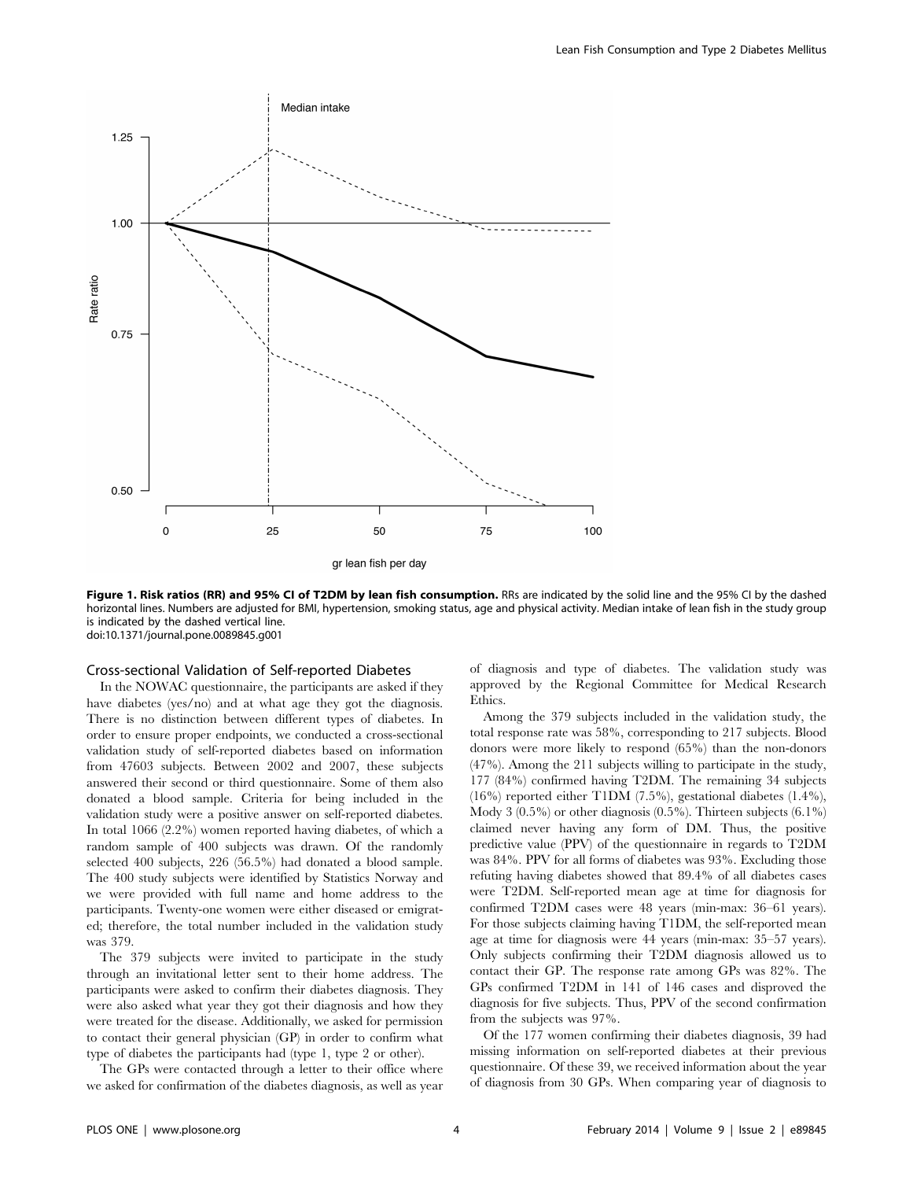**Figure 1. Risk ratios (RR) and 95% CI of T2DM by lean fish consumption.** RRs are indicated by the solid line and the 95% CI by the dashed horizontal lines. Numbers are adjusted for BMI, hypertension, smoking status, age and physical activity. Median intake of lean fish in the study group is indicated by the dashed vertical line.
doi:10.1371/journal.pone.0089845.g001

### Cross-sectional Validation of Self-reported Diabetes

In the NOWAC questionnaire, the participants are asked if they have diabetes (yes/no) and at what age they got the diagnosis. There is no distinction between different types of diabetes. In order to ensure proper endpoints, we conducted a cross-sectional validation study of self-reported diabetes based on information from 47603 subjects. Between 2002 and 2007, these subjects answered their second or third questionnaire. Some of them also donated a blood sample. Criteria for being included in the validation study were a positive answer on self-reported diabetes. In total 1066 (2.2%) women reported having diabetes, of which a random sample of 400 subjects was drawn. Of the randomly selected 400 subjects, 226 (56.5%) had donated a blood sample. The 400 study subjects were identified by Statistics Norway and we were provided with full name and home address to the participants. Twenty-one women were either diseased or emigrated; therefore, the total number included in the validation study was 379.

The 379 subjects were invited to participate in the study through an invitational letter sent to their home address. The participants were asked to confirm their diabetes diagnosis. They were also asked what year they got their diagnosis and how they were treated for the disease. Additionally, we asked for permission to contact their general physician (GP) in order to confirm what type of diabetes the participants had (type 1, type 2 or other).

The GPs were contacted through a letter to their office where we asked for confirmation of the diabetes diagnosis, as well as year of diagnosis and type of diabetes. The validation study was approved by the Regional Committee for Medical Research Ethics.

Among the 379 subjects included in the validation study, the total response rate was 58%, corresponding to 217 subjects. Blood donors were more likely to respond (65%) than the non-donors (47%). Among the 211 subjects willing to participate in the study, 177 (84%) confirmed having T2DM. The remaining 34 subjects (16%) reported either T1DM (7.5%), gestational diabetes (1.4%), Mody 3 (0.5%) or other diagnosis (0.5%). Thirteen subjects (6.1%) claimed never having any form of DM. Thus, the positive predictive value (PPV) of the questionnaire in regards to T2DM was 84%. PPV for all forms of diabetes was 93%. Excluding those refuting having diabetes showed that 89.4% of all diabetes cases were T2DM. Self-reported mean age at time for diagnosis for confirmed T2DM cases were 48 years (min-max: 36–61 years). For those subjects claiming having T1DM, the self-reported mean age at time for diagnosis were 44 years (min-max: 35–57 years). Only subjects confirming their T2DM diagnosis allowed us to contact their GP. The response rate among GPs was 82%. The GPs confirmed T2DM in 141 of 146 cases and disproved the diagnosis for five subjects. Thus, PPV of the second confirmation from the subjects was 97%.

Of the 177 women confirming their diabetes diagnosis, 39 had missing information on self-reported diabetes at their previous questionnaire. Of these 39, we received information about the year of diagnosis from 30 GPs. When comparing year of diagnosis to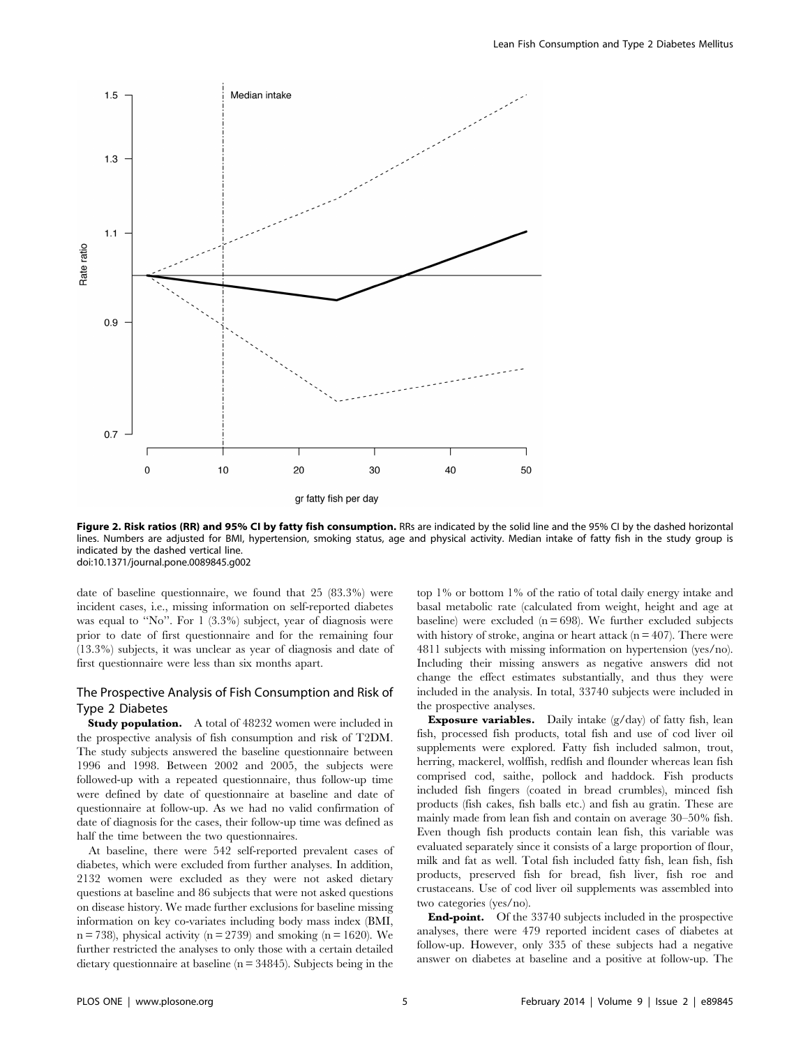Figure 2. Risk ratios (RR) and 95% CI by fatty fish consumption. RRs are indicated by the solid line and the 95% CI by the dashed horizontal lines. Numbers are adjusted for BMI, hypertension, smoking status, age and physical activity. Median intake of fatty fish in the study group is indicated by the dashed vertical line.
doi:10.1371/journal.pone.0089845.g002

date of baseline questionnaire, we found that 25 (83.3%) were incident cases, i.e., missing information on self-reported diabetes was equal to "No". For 1 (3.3%) subject, year of diagnosis were prior to date of first questionnaire and for the remaining four (13.3%) subjects, it was unclear as year of diagnosis and date of first questionnaire were less than six months apart.

## The Prospective Analysis of Fish Consumption and Risk of Type 2 Diabetes

**Study population.** A total of 48232 women were included in the prospective analysis of fish consumption and risk of T2DM. The study subjects answered the baseline questionnaire between 1996 and 1998. Between 2002 and 2005, the subjects were followed-up with a repeated questionnaire, thus follow-up time were defined by date of questionnaire at baseline and date of questionnaire at follow-up. As we had no valid confirmation of date of diagnosis for the cases, their follow-up time was defined as half the time between the two questionnaires.

At baseline, there were 542 self-reported prevalent cases of diabetes, which were excluded from further analyses. In addition, 2132 women were excluded as they were not asked dietary questions at baseline and 86 subjects that were not asked questions on disease history. We made further exclusions for baseline missing information on key co-variates including body mass index (BMI, n = 738), physical activity (n = 2739) and smoking (n = 1620). We further restricted the analyses to only those with a certain detailed dietary questionnaire at baseline (n = 34845). Subjects being in the top 1% or bottom 1% of the ratio of total daily energy intake and basal metabolic rate (calculated from weight, height and age at baseline) were excluded (n = 698). We further excluded subjects with history of stroke, angina or heart attack (n = 407). There were 4811 subjects with missing information on hypertension (yes/no). Including their missing answers as negative answers did not change the effect estimates substantially, and thus they were included in the analysis. In total, 33740 subjects were included in the prospective analyses.

**Exposure variables.** Daily intake (g/day) of fatty fish, lean fish, processed fish products, total fish and use of cod liver oil supplements were explored. Fatty fish included salmon, trout, herring, mackerel, wolffish, redfish and flounder whereas lean fish comprised cod, saithe, pollock and haddock. Fish products included fish fingers (coated in bread crumbles), minced fish products (fish cakes, fish balls etc.) and fish au gratin. These are mainly made from lean fish and contain on average 30–50% fish. Even though fish products contain lean fish, this variable was evaluated separately since it consists of a large proportion of flour, milk and fat as well. Total fish included fatty fish, lean fish, fish products, preserved fish for bread, fish liver, fish roe and crustaceans. Use of cod liver oil supplements was assembled into two categories (yes/no).

**End-point.** Of the 33740 subjects included in the prospective analyses, there were 479 reported incident cases of diabetes at follow-up. However, only 335 of these subjects had a negative answer on diabetes at baseline and a positive at follow-up. The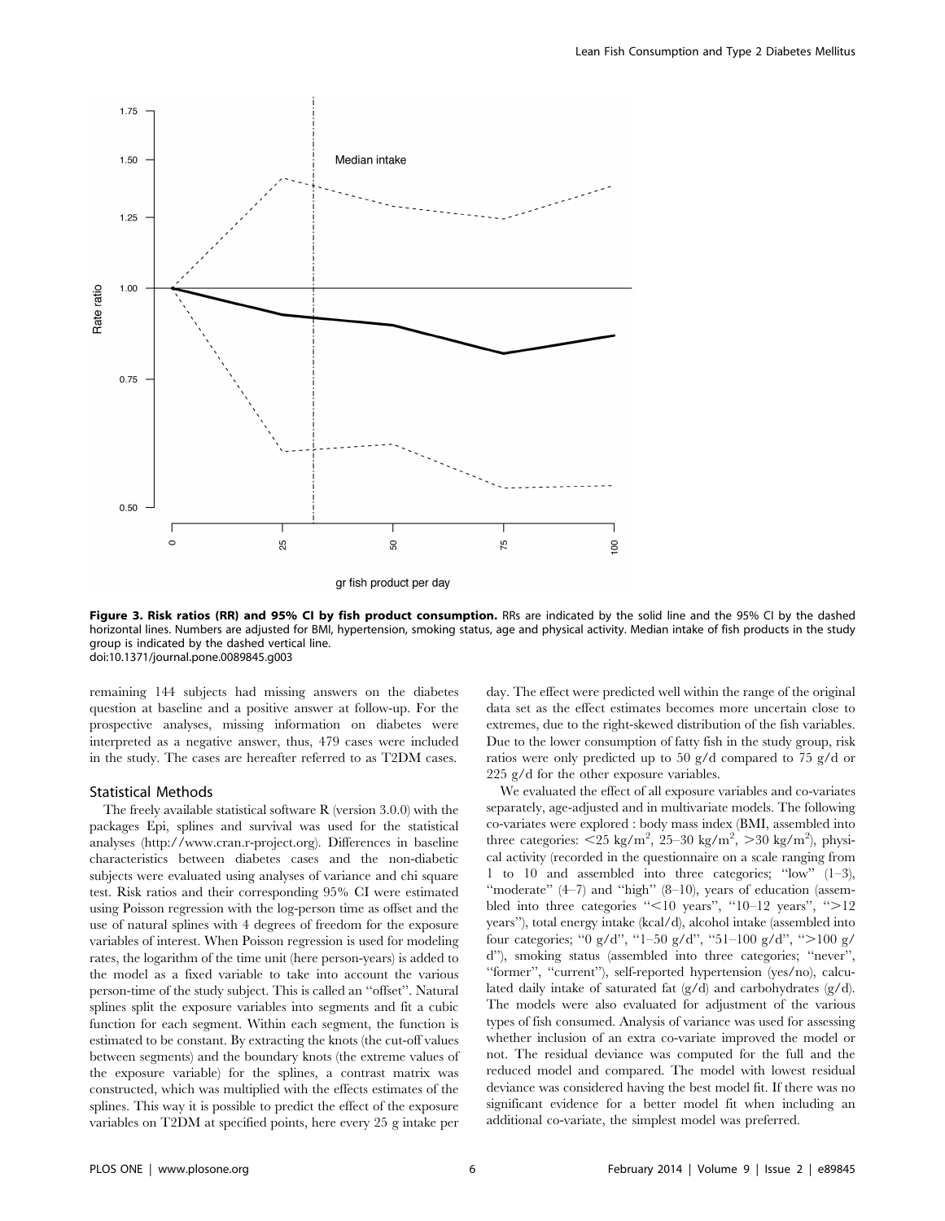Figure 3. Risk ratios (RR) and 95% CI by fish product consumption. RRs are indicated by the solid line and the 95% CI by the dashed horizontal lines. Numbers are adjusted for BMI, hypertension, smoking status, age and physical activity. Median intake of fish products in the study group is indicated by the dashed vertical line.
doi:10.1371/journal.pone.0089845.g003

remaining 144 subjects had missing answers on the diabetes question at baseline and a positive answer at follow-up. For the prospective analyses, missing information on diabetes were interpreted as a negative answer, thus, 479 cases were included in the study. The cases are hereafter referred to as T2DM cases.

## Statistical Methods

The freely available statistical software R (version 3.0.0) with the packages Epi, splines and survival was used for the statistical analyses (http://www.cran.r-project.org). Differences in baseline characteristics between diabetes cases and the non-diabetic subjects were evaluated using analyses of variance and chi square test. Risk ratios and their corresponding 95% CI were estimated using Poisson regression with the log-person time as offset and the use of natural splines with 4 degrees of freedom for the exposure variables of interest. When Poisson regression is used for modeling rates, the logarithm of the time unit (here person-years) is added to the model as a fixed variable to take into account the various person-time of the study subject. This is called an "offset". Natural splines split the exposure variables into segments and fit a cubic function for each segment. Within each segment, the function is estimated to be constant. By extracting the knots (the cut-off values between segments) and the boundary knots (the extreme values of the exposure variable) for the splines, a contrast matrix was constructed, which was multiplied with the effects estimates of the splines. This way it is possible to predict the effect of the exposure variables on T2DM at specified points, here every 25 g intake per day. The effect were predicted well within the range of the original data set as the effect estimates becomes more uncertain close to extremes, due to the right-skewed distribution of the fish variables. Due to the lower consumption of fatty fish in the study group, risk ratios were only predicted up to 50 g/d compared to 75 g/d or 225 g/d for the other exposure variables.

We evaluated the effect of all exposure variables and co-variates separately, age-adjusted and in multivariate models. The following co-variates were explored : body mass index (BMI, assembled into three categories: $<25$ kg/m$^2$, 25–30 kg/m$^2$, $>30$ kg/m$^2$), physical activity (recorded in the questionnaire on a scale ranging from 1 to 10 and assembled into three categories; "low" (1–3), "moderate" (4–7) and "high" (8–10), years of education (assembled into three categories "$<$10 years", "10–12 years", "$>$12 years"), total energy intake (kcal/d), alcohol intake (assembled into four categories; "0 g/d", "1–50 g/d", "51–100 g/d", "$>$100 g/d"), smoking status (assembled into three categories; "never", "former", "current"), self-reported hypertension (yes/no), calculated daily intake of saturated fat (g/d) and carbohydrates (g/d). The models were also evaluated for adjustment of the various types of fish consumed. Analysis of variance was used for assessing whether inclusion of an extra co-variate improved the model or not. The residual deviance was computed for the full and the reduced model and compared. The model with lowest residual deviance was considered having the best model fit. If there was no significant evidence for a better model fit when including an additional co-variate, the simplest model was preferred.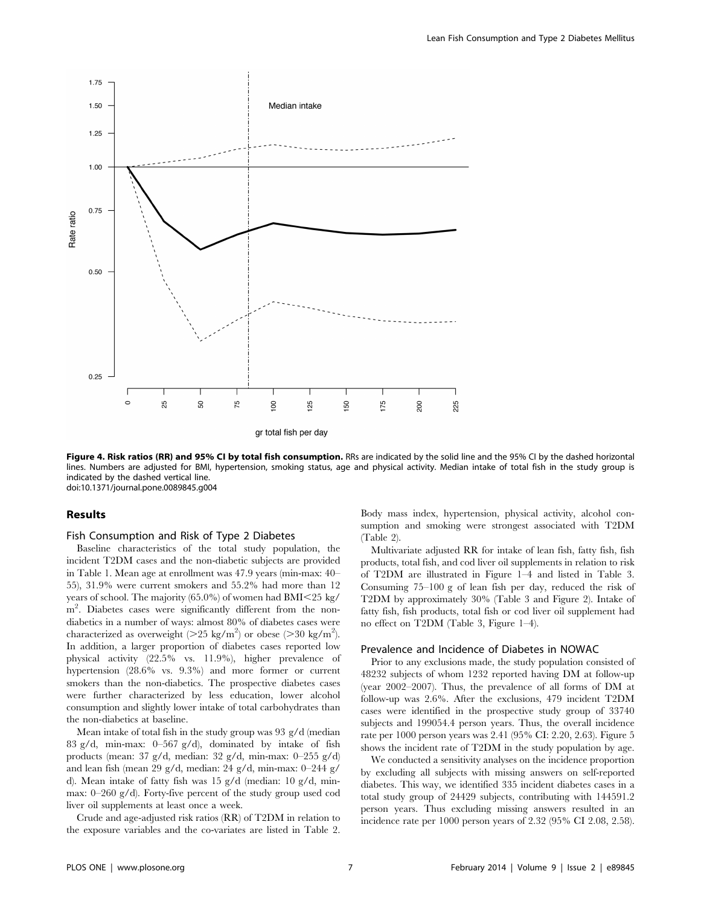**Figure 4. Risk ratios (RR) and 95% CI by total fish consumption.** RRs are indicated by the solid line and the 95% CI by the dashed horizontal lines. Numbers are adjusted for BMI, hypertension, smoking status, age and physical activity. Median intake of total fish in the study group is indicated by the dashed vertical line.
doi:10.1371/journal.pone.0089845.g004

## Results

### Fish Consumption and Risk of Type 2 Diabetes

Baseline characteristics of the total study population, the incident T2DM cases and the non-diabetic subjects are provided in Table 1. Mean age at enrollment was 47.9 years (min-max: 40–55), 31.9% were current smokers and 55.2% had more than 12 years of school. The majority (65.0%) of women had BMI<25 kg/m$^2$. Diabetes cases were significantly different from the non-diabetics in a number of ways: almost 80% of diabetes cases were characterized as overweight (>25 kg/m$^2$) or obese (>30 kg/m$^2$). In addition, a larger proportion of diabetes cases reported low physical activity (22.5% vs. 11.9%), higher prevalence of hypertension (28.6% vs. 9.3%) and more former or current smokers than the non-diabetics. The prospective diabetes cases were further characterized by less education, lower alcohol consumption and slightly lower intake of total carbohydrates than the non-diabetics at baseline.

Mean intake of total fish in the study group was 93 g/d (median 83 g/d, min-max: 0–567 g/d), dominated by intake of fish products (mean: 37 g/d, median: 32 g/d, min-max: 0–255 g/d) and lean fish (mean 29 g/d, median: 24 g/d, min-max: 0–244 g/d). Mean intake of fatty fish was 15 g/d (median: 10 g/d, min-max: 0–260 g/d). Forty-five percent of the study group used cod liver oil supplements at least once a week.

Crude and age-adjusted risk ratios (RR) of T2DM in relation to the exposure variables and the co-variates are listed in Table 2. Body mass index, hypertension, physical activity, alcohol consumption and smoking were strongest associated with T2DM (Table 2).

Multivariate adjusted RR for intake of lean fish, fatty fish, fish products, total fish, and cod liver oil supplements in relation to risk of T2DM are illustrated in Figure 1–4 and listed in Table 3. Consuming 75–100 g of lean fish per day, reduced the risk of T2DM by approximately 30% (Table 3 and Figure 2). Intake of fatty fish, fish products, total fish or cod liver oil supplement had no effect on T2DM (Table 3, Figure 1–4).

### Prevalence and Incidence of Diabetes in NOWAC

Prior to any exclusions made, the study population consisted of 48232 subjects of whom 1232 reported having DM at follow-up (year 2002–2007). Thus, the prevalence of all forms of DM at follow-up was 2.6%. After the exclusions, 479 incident T2DM cases were identified in the prospective study group of 33740 subjects and 199054.4 person years. Thus, the overall incidence rate per 1000 person years was 2.41 (95% CI: 2.20, 2.63). Figure 5 shows the incident rate of T2DM in the study population by age.

We conducted a sensitivity analyses on the incidence proportion by excluding all subjects with missing answers on self-reported diabetes. This way, we identified 335 incident diabetes cases in a total study group of 24429 subjects, contributing with 144591.2 person years. Thus excluding missing answers resulted in an incidence rate per 1000 person years of 2.32 (95% CI 2.08, 2.58).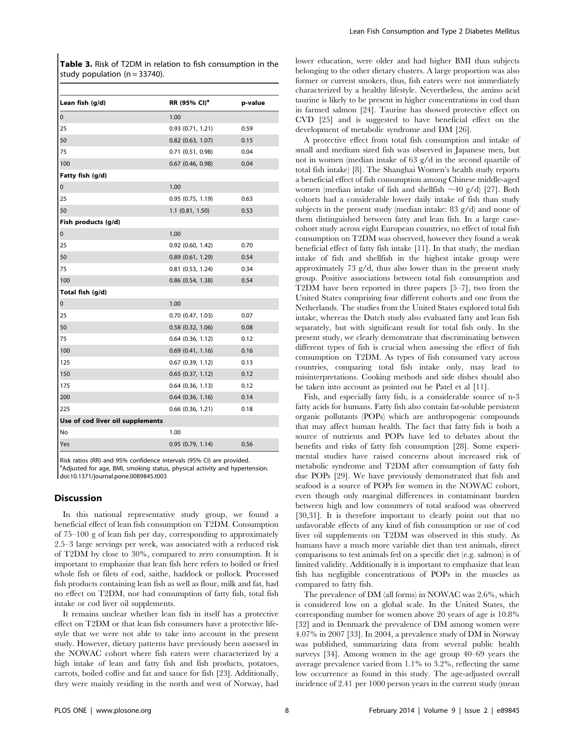**Table 3.** Risk of T2DM in relation to fish consumption in the study population (n = 33740).

| Lean fish (g/d) | RR (95% CI)[a] | p-value |
|---|---|---|
| 0 | 1.00 | |
| 25 | 0.93 (0.71, 1.21) | 0.59 |
| 50 | 0.82 (0.63, 1.07) | 0.15 |
| 75 | 0.71 (0.51, 0.98) | 0.04 |
| 100 | 0.67 (0.46, 0.98) | 0.04 |
| **Fatty fish (g/d)** | | |
| 0 | 1.00 | |
| 25 | 0.95 (0.75, 1.19) | 0.63 |
| 50 | 1.1 (0.81, 1.50) | 0.53 |
| **Fish products (g/d)** | | |
| 0 | 1.00 | |
| 25 | 0.92 (0.60, 1.42) | 0.70 |
| 50 | 0.89 (0.61, 1.29) | 0.54 |
| 75 | 0.81 (0.53, 1.24) | 0.34 |
| 100 | 0.86 (0.54, 1.38) | 0.54 |
| **Total fish (g/d)** | | |
| 0 | 1.00 | |
| 25 | 0.70 (0.47, 1.03) | 0.07 |
| 50 | 0.58 (0.32, 1.06) | 0.08 |
| 75 | 0.64 (0.36, 1.12) | 0.12 |
| 100 | 0.69 (0.41, 1.16) | 0.16 |
| 125 | 0.67 (0.39, 1.12) | 0.13 |
| 150 | 0.65 (0.37, 1.12) | 0.12 |
| 175 | 0.64 (0.36, 1.13) | 0.12 |
| 200 | 0.64 (0.36, 1.16) | 0.14 |
| 225 | 0.66 (0.36, 1.21) | 0.18 |
| **Use of cod liver oil supplements** | | |
| No | 1.00 | |
| Yes | 0.95 (0.79, 1.14) | 0.56 |

Risk ratios (RR) and 95% confidence intervals (95% CI) are provided.
[a]Adjusted for age, BMI, smoking status, physical activity and hypertension.
doi:10.1371/journal.pone.0089845.t003

## Discussion

In this national representative study group, we found a beneficial effect of lean fish consumption on T2DM. Consumption of 75–100 g of lean fish per day, corresponding to approximately 2.5–3 large servings per week, was associated with a reduced risk of T2DM by close to 30%, compared to zero consumption. It is important to emphasize that lean fish here refers to boiled or fried whole fish or filets of cod, saithe, haddock or pollock. Processed fish products containing lean fish as well as flour, milk and fat, had no effect on T2DM, nor had consumption of fatty fish, total fish intake or cod liver oil supplements.

It remains unclear whether lean fish in itself has a protective effect on T2DM or that lean fish consumers have a protective lifestyle that we were not able to take into account in the present study. However, dietary patterns have previously been assessed in the NOWAC cohort where fish eaters were characterized by a high intake of lean and fatty fish and fish products, potatoes, carrots, boiled coffee and fat and sauce for fish [23]. Additionally, they were mainly residing in the north and west of Norway, had lower education, were older and had higher BMI than subjects belonging to the other dietary clusters. A large proportion was also former or current smokers, thus, fish eaters were not immediately characterized by a healthy lifestyle. Nevertheless, the amino acid taurine is likely to be present in higher concentrations in cod than in farmed salmon [24]. Taurine has showed protective effect on CVD [25] and is suggested to have beneficial effect on the development of metabolic syndrome and DM [26].

A protective effect from total fish consumption and intake of small and medium sized fish was observed in Japanese men, but not in women (median intake of 63 g/d in the second quartile of total fish intake) [8]. The Shanghai Women's health study reports a beneficial effect of fish consumption among Chinese middle-aged women (median intake of fish and shellfish ~40 g/d) [27]. Both cohorts had a considerable lower daily intake of fish than study subjects in the present study (median intake: 83 g/d) and none of them distinguished between fatty and lean fish. In a large case-cohort study across eight European countries, no effect of total fish consumption on T2DM was observed, however they found a weak beneficial effect of fatty fish intake [11]. In that study, the median intake of fish and shellfish in the highest intake group were approximately 73 g/d, thus also lower than in the present study group. Positive associations between total fish consumption and T2DM have been reported in three papers [5–7], two from the United States comprising four different cohorts and one from the Netherlands. The studies from the United States explored total fish intake, whereas the Dutch study also evaluated fatty and lean fish separately, but with significant result for total fish only. In the present study, we clearly demonstrate that discriminating between different types of fish is crucial when assessing the effect of fish consumption on T2DM. As types of fish consumed vary across countries, comparing total fish intake only, may lead to misinterpretations. Cooking methods and side dishes should also be taken into account as pointed out be Patel et al [11].

Fish, and especially fatty fish, is a considerable source of n-3 fatty acids for humans. Fatty fish also contain fat-soluble persistent organic pollutants (POPs) which are anthropogenic compounds that may affect human health. The fact that fatty fish is both a source of nutrients and POPs have led to debates about the benefits and risks of fatty fish consumption [28]. Some experimental studies have raised concerns about increased risk of metabolic syndrome and T2DM after consumption of fatty fish due POPs [29]. We have previously demonstrated that fish and seafood is a source of POPs for women in the NOWAC cohort, even though only marginal differences in contaminant burden between high and low consumers of total seafood was observed [30,31]. It is therefore important to clearly point out that no unfavorable effects of any kind of fish consumption or use of cod liver oil supplements on T2DM was observed in this study. As humans have a much more variable diet than test animals, direct comparisons to test animals fed on a specific diet (e.g. salmon) is of limited validity. Additionally it is important to emphasize that lean fish has negligible concentrations of POPs in the muscles as compared to fatty fish.

The prevalence of DM (all forms) in NOWAC was 2.6%, which is considered low on a global scale. In the United States, the corresponding number for women above 20 years of age is 10.8% [32] and in Denmark the prevalence of DM among women were 4.07% in 2007 [33]. In 2004, a prevalence study of DM in Norway was published, summarizing data from several public health surveys [34]. Among women in the age group 40–69 years the average prevalence varied from 1.1% to 3.2%, reflecting the same low occurrence as found in this study. The age-adjusted overall incidence of 2.41 per 1000 person years in the current study (mean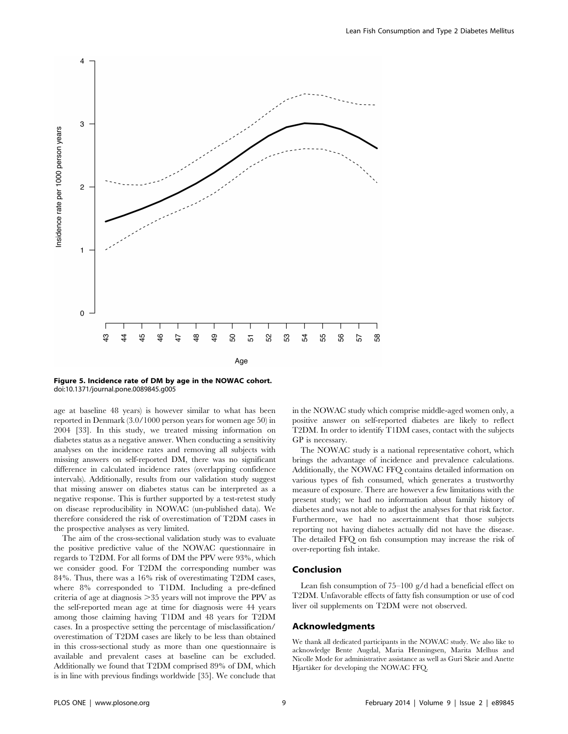Figure 5. Incidence rate of DM by age in the NOWAC cohort.
doi:10.1371/journal.pone.0089845.g005

age at baseline 48 years) is however similar to what has been reported in Denmark (3.0/1000 person years for women age 50) in 2004 [33]. In this study, we treated missing information on diabetes status as a negative answer. When conducting a sensitivity analyses on the incidence rates and removing all subjects with missing answers on self-reported DM, there was no significant difference in calculated incidence rates (overlapping confidence intervals). Additionally, results from our validation study suggest that missing answer on diabetes status can be interpreted as a negative response. This is further supported by a test-retest study on disease reproducibility in NOWAC (un-published data). We therefore considered the risk of overestimation of T2DM cases in the prospective analyses as very limited.

The aim of the cross-sectional validation study was to evaluate the positive predictive value of the NOWAC questionnaire in regards to T2DM. For all forms of DM the PPV were 93%, which we consider good. For T2DM the corresponding number was 84%. Thus, there was a 16% risk of overestimating T2DM cases, where 8% corresponded to T1DM. Including a pre-defined criteria of age at diagnosis >35 years will not improve the PPV as the self-reported mean age at time for diagnosis were 44 years among those claiming having T1DM and 48 years for T2DM cases. In a prospective setting the percentage of misclassification/overestimation of T2DM cases are likely to be less than obtained in this cross-sectional study as more than one questionnaire is available and prevalent cases at baseline can be excluded. Additionally we found that T2DM comprised 89% of DM, which is in line with previous findings worldwide [35]. We conclude that in the NOWAC study which comprise middle-aged women only, a positive answer on self-reported diabetes are likely to reflect T2DM. In order to identify T1DM cases, contact with the subjects GP is necessary.

The NOWAC study is a national representative cohort, which brings the advantage of incidence and prevalence calculations. Additionally, the NOWAC FFQ contains detailed information on various types of fish consumed, which generates a trustworthy measure of exposure. There are however a few limitations with the present study; we had no information about family history of diabetes and was not able to adjust the analyses for that risk factor. Furthermore, we had no ascertainment that those subjects reporting not having diabetes actually did not have the disease. The detailed FFQ on fish consumption may increase the risk of over-reporting fish intake.

## Conclusion

Lean fish consumption of 75–100 g/d had a beneficial effect on T2DM. Unfavorable effects of fatty fish consumption or use of cod liver oil supplements on T2DM were not observed.

## Acknowledgments

We thank all dedicated participants in the NOWAC study. We also like to acknowledge Bente Augdal, Maria Henningsen, Marita Melhus and Nicolle Mode for administrative assistance as well as Guri Skeie and Anette Hjartåker for developing the NOWAC FFQ.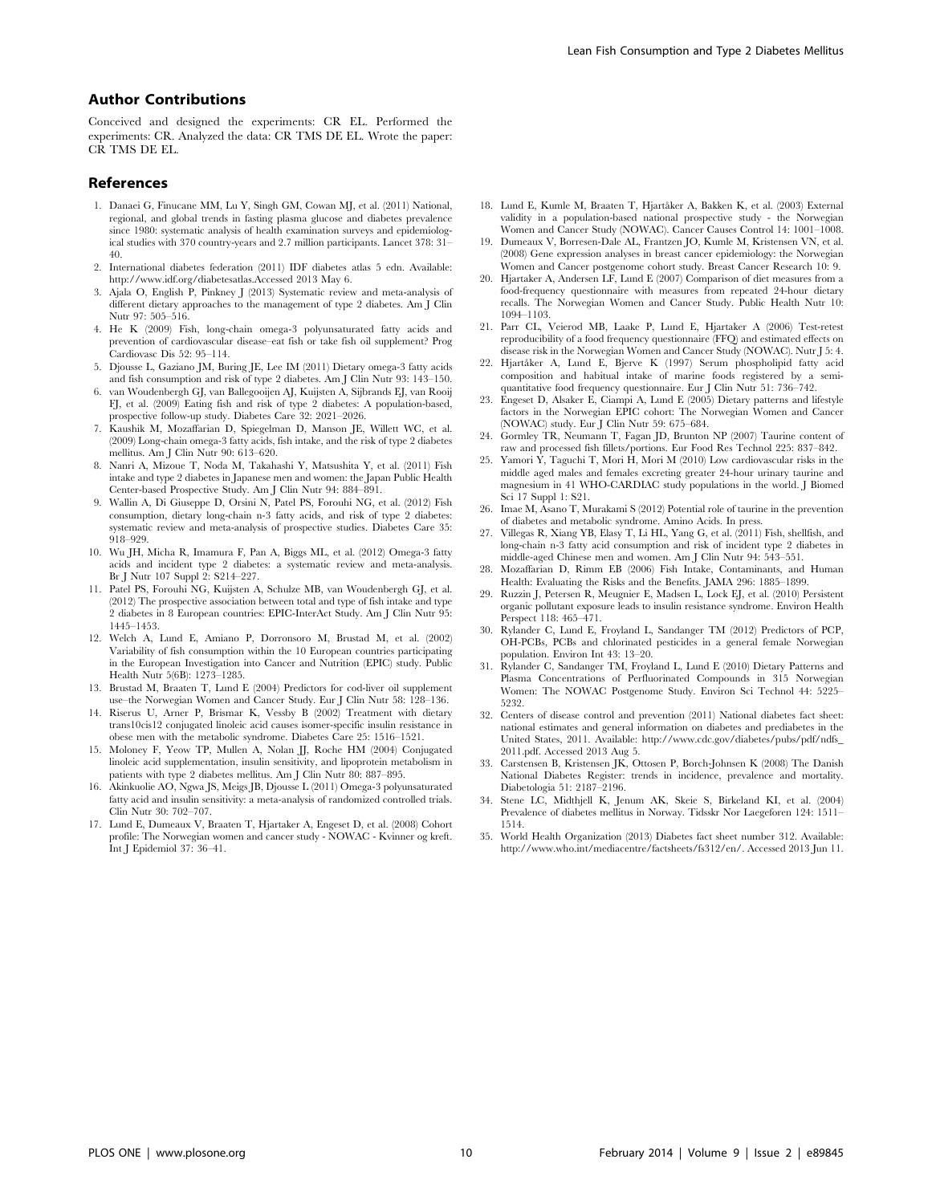## Author Contributions

Conceived and designed the experiments: CR EL. Performed the experiments: CR. Analyzed the data: CR TMS DE EL. Wrote the paper: CR TMS DE EL.

## References

1. Danaei G, Finucane MM, Lu Y, Singh GM, Cowan MJ, et al. (2011) National, regional, and global trends in fasting plasma glucose and diabetes prevalence since 1980: systematic analysis of health examination surveys and epidemiological studies with 370 country-years and 2.7 million participants. Lancet 378: 31–40.
2. International diabetes federation (2011) IDF diabetes atlas 5 edn. Available: http://www.idf.org/diabetesatlas.Accessed 2013 May 6.
3. Ajala O, English P, Pinkney J (2013) Systematic review and meta-analysis of different dietary approaches to the management of type 2 diabetes. Am J Clin Nutr 97: 505–516.
4. He K (2009) Fish, long-chain omega-3 polyunsaturated fatty acids and prevention of cardiovascular disease–eat fish or take fish oil supplement? Prog Cardiovasc Dis 52: 95–114.
5. Djousse L, Gaziano JM, Buring JE, Lee IM (2011) Dietary omega-3 fatty acids and fish consumption and risk of type 2 diabetes. Am J Clin Nutr 93: 143–150.
6. van Woudenbergh GJ, van Ballegooijen AJ, Kuijsten A, Sijbrands EJ, van Rooij FJ, et al. (2009) Eating fish and risk of type 2 diabetes: A population-based, prospective follow-up study. Diabetes Care 32: 2021–2026.
7. Kaushik M, Mozaffarian D, Spiegelman D, Manson JE, Willett WC, et al. (2009) Long-chain omega-3 fatty acids, fish intake, and the risk of type 2 diabetes mellitus. Am J Clin Nutr 90: 613–620.
8. Nanri A, Mizoue T, Noda M, Takahashi Y, Matsushita Y, et al. (2011) Fish intake and type 2 diabetes in Japanese men and women: the Japan Public Health Center-based Prospective Study. Am J Clin Nutr 94: 884–891.
9. Wallin A, Di Giuseppe D, Orsini N, Patel PS, Forouhi NG, et al. (2012) Fish consumption, dietary long-chain n-3 fatty acids, and risk of type 2 diabetes: systematic review and meta-analysis of prospective studies. Diabetes Care 35: 918–929.
10. Wu JH, Micha R, Imamura F, Pan A, Biggs ML, et al. (2012) Omega-3 fatty acids and incident type 2 diabetes: a systematic review and meta-analysis. Br J Nutr 107 Suppl 2: S214–227.
11. Patel PS, Forouhi NG, Kuijsten A, Schulze MB, van Woudenbergh GJ, et al. (2012) The prospective association between total and type of fish intake and type 2 diabetes in 8 European countries: EPIC-InterAct Study. Am J Clin Nutr 95: 1445–1453.
12. Welch A, Lund E, Amiano P, Dorronsoro M, Brustad M, et al. (2002) Variability of fish consumption within the 10 European countries participating in the European Investigation into Cancer and Nutrition (EPIC) study. Public Health Nutr 5(6B): 1273–1285.
13. Brustad M, Braaten T, Lund E (2004) Predictors for cod-liver oil supplement use–the Norwegian Women and Cancer Study. Eur J Clin Nutr 58: 128–136.
14. Riserus U, Arner P, Brismar K, Vessby B (2002) Treatment with dietary trans10cis12 conjugated linoleic acid causes isomer-specific insulin resistance in obese men with the metabolic syndrome. Diabetes Care 25: 1516–1521.
15. Moloney F, Yeow TP, Mullen A, Nolan JJ, Roche HM (2004) Conjugated linoleic acid supplementation, insulin sensitivity, and lipoprotein metabolism in patients with type 2 diabetes mellitus. Am J Clin Nutr 80: 887–895.
16. Akinkuolie AO, Ngwa JS, Meigs JB, Djousse L (2011) Omega-3 polyunsaturated fatty acid and insulin sensitivity: a meta-analysis of randomized controlled trials. Clin Nutr 30: 702–707.
17. Lund E, Dumeaux V, Braaten T, Hjartaker A, Engeset D, et al. (2008) Cohort profile: The Norwegian women and cancer study - NOWAC - Kvinner og kreft. Int J Epidemiol 37: 36–41.
18. Lund E, Kumle M, Braaten T, Hjartåker A, Bakken K, et al. (2003) External validity in a population-based national prospective study - the Norwegian Women and Cancer Study (NOWAC). Cancer Causes Control 14: 1001–1008.
19. Dumeaux V, Borresen-Dale AL, Frantzen JO, Kumle M, Kristensen VN, et al. (2008) Gene expression analyses in breast cancer epidemiology: the Norwegian Women and Cancer postgenome cohort study. Breast Cancer Research 10: 9.
20. Hjartaker A, Andersen LF, Lund E (2007) Comparison of diet measures from a food-frequency questionnaire with measures from repeated 24-hour dietary recalls. The Norwegian Women and Cancer Study. Public Health Nutr 10: 1094–1103.
21. Parr CL, Veierod MB, Laake P, Lund E, Hjartaker A (2006) Test-retest reproducibility of a food frequency questionnaire (FFQ) and estimated effects on disease risk in the Norwegian Women and Cancer Study (NOWAC). Nutr J 5: 4.
22. Hjartåker A, Lund E, Bjerve K (1997) Serum phospholipid fatty acid composition and habitual intake of marine foods registered by a semi-quantitative food frequency questionnaire. Eur J Clin Nutr 51: 736–742.
23. Engeset D, Alsaker E, Ciampi A, Lund E (2005) Dietary patterns and lifestyle factors in the Norwegian EPIC cohort: The Norwegian Women and Cancer (NOWAC) study. Eur J Clin Nutr 59: 675–684.
24. Gormley TR, Neumann T, Fagan JD, Brunton NP (2007) Taurine content of raw and processed fish fillets/portions. Eur Food Res Technol 225: 837–842.
25. Yamori Y, Taguchi T, Mori H, Mori M (2010) Low cardiovascular risks in the middle aged males and females excreting greater 24-hour urinary taurine and magnesium in 41 WHO-CARDIAC study populations in the world. J Biomed Sci 17 Suppl 1: S21.
26. Imae M, Asano T, Murakami S (2012) Potential role of taurine in the prevention of diabetes and metabolic syndrome. Amino Acids. In press.
27. Villegas R, Xiang YB, Elasy T, Li HL, Yang G, et al. (2011) Fish, shellfish, and long-chain n-3 fatty acid consumption and risk of incident type 2 diabetes in middle-aged Chinese men and women. Am J Clin Nutr 94: 543–551.
28. Mozaffarian D, Rimm EB (2006) Fish Intake, Contaminants, and Human Health: Evaluating the Risks and the Benefits. JAMA 296: 1885–1899.
29. Ruzzin J, Petersen R, Meugnier E, Madsen L, Lock EJ, et al. (2010) Persistent organic pollutant exposure leads to insulin resistance syndrome. Environ Health Perspect 118: 465–471.
30. Rylander C, Lund E, Froyland L, Sandanger TM (2012) Predictors of PCP, OH-PCBs, PCBs and chlorinated pesticides in a general female Norwegian population. Environ Int 43: 13–20.
31. Rylander C, Sandanger TM, Froyland L, Lund E (2010) Dietary Patterns and Plasma Concentrations of Perfluorinated Compounds in 315 Norwegian Women: The NOWAC Postgenome Study. Environ Sci Technol 44: 5225–5232.
32. Centers of disease control and prevention (2011) National diabetes fact sheet: national estimates and general information on diabetes and prediabetes in the United States, 2011. Available: http://www.cdc.gov/diabetes/pubs/pdf/ndfs_2011.pdf. Accessed 2013 Aug 5.
33. Carstensen B, Kristensen JK, Ottosen P, Borch-Johnsen K (2008) The Danish National Diabetes Register: trends in incidence, prevalence and mortality. Diabetologia 51: 2187–2196.
34. Stene LC, Midthjell K, Jenum AK, Skeie S, Birkeland KI, et al. (2004) Prevalence of diabetes mellitus in Norway. Tidsskr Nor Laegeforen 124: 1511–1514.
35. World Health Organization (2013) Diabetes fact sheet number 312. Available: http://www.who.int/mediacentre/factsheets/fs312/en/. Accessed 2013 Jun 11.